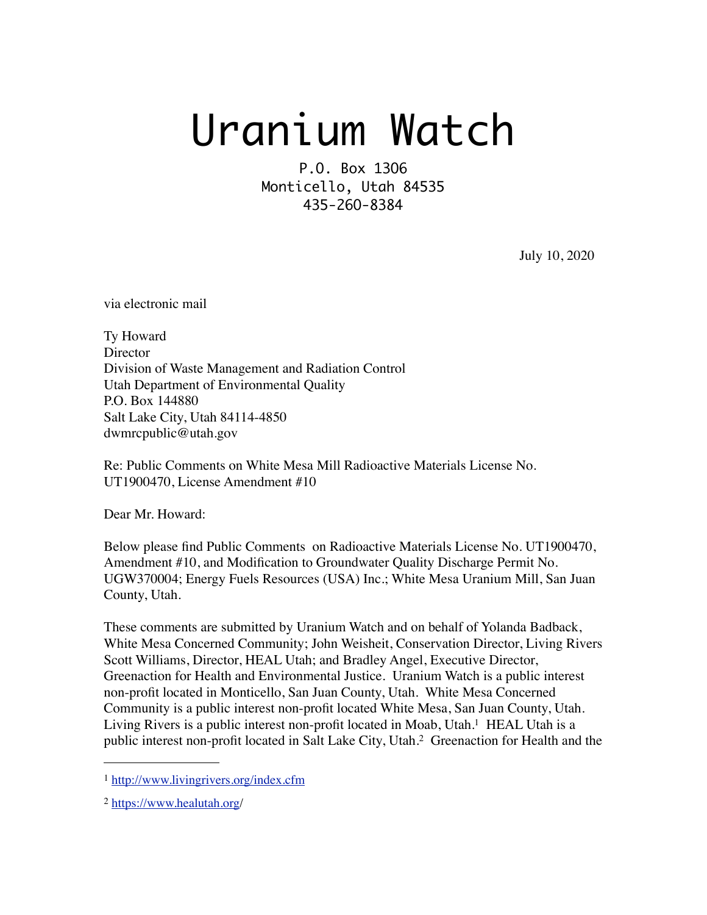# Uranium Watch

P.O. Box 1306
Monticello, Utah 84535
435-260-8384

July 10, 2020

via electronic mail

Ty Howard
Director
Division of Waste Management and Radiation Control
Utah Department of Environmental Quality
P.O. Box 144880
Salt Lake City, Utah 84114-4850
dwmrcpublic@utah.gov

Re: Public Comments on White Mesa Mill Radioactive Materials License No. UT1900470, License Amendment #10

Dear Mr. Howard:

Below please find Public Comments on Radioactive Materials License No. UT1900470, Amendment #10, and Modification to Groundwater Quality Discharge Permit No. UGW370004; Energy Fuels Resources (USA) Inc.; White Mesa Uranium Mill, San Juan County, Utah.

These comments are submitted by Uranium Watch and on behalf of Yolanda Badback, White Mesa Concerned Community; John Weisheit, Conservation Director, Living Rivers Scott Williams, Director, HEAL Utah; and Bradley Angel, Executive Director, Greenaction for Health and Environmental Justice. Uranium Watch is a public interest non-profit located in Monticello, San Juan County, Utah. White Mesa Concerned Community is a public interest non-profit located White Mesa, San Juan County, Utah. Living Rivers is a public interest non-profit located in Moab, Utah.[1] HEAL Utah is a public interest non-profit located in Salt Lake City, Utah.[2] Greenaction for Health and the

---

[1] http://www.livingrivers.org/index.cfm

[2] https://www.healutah.org/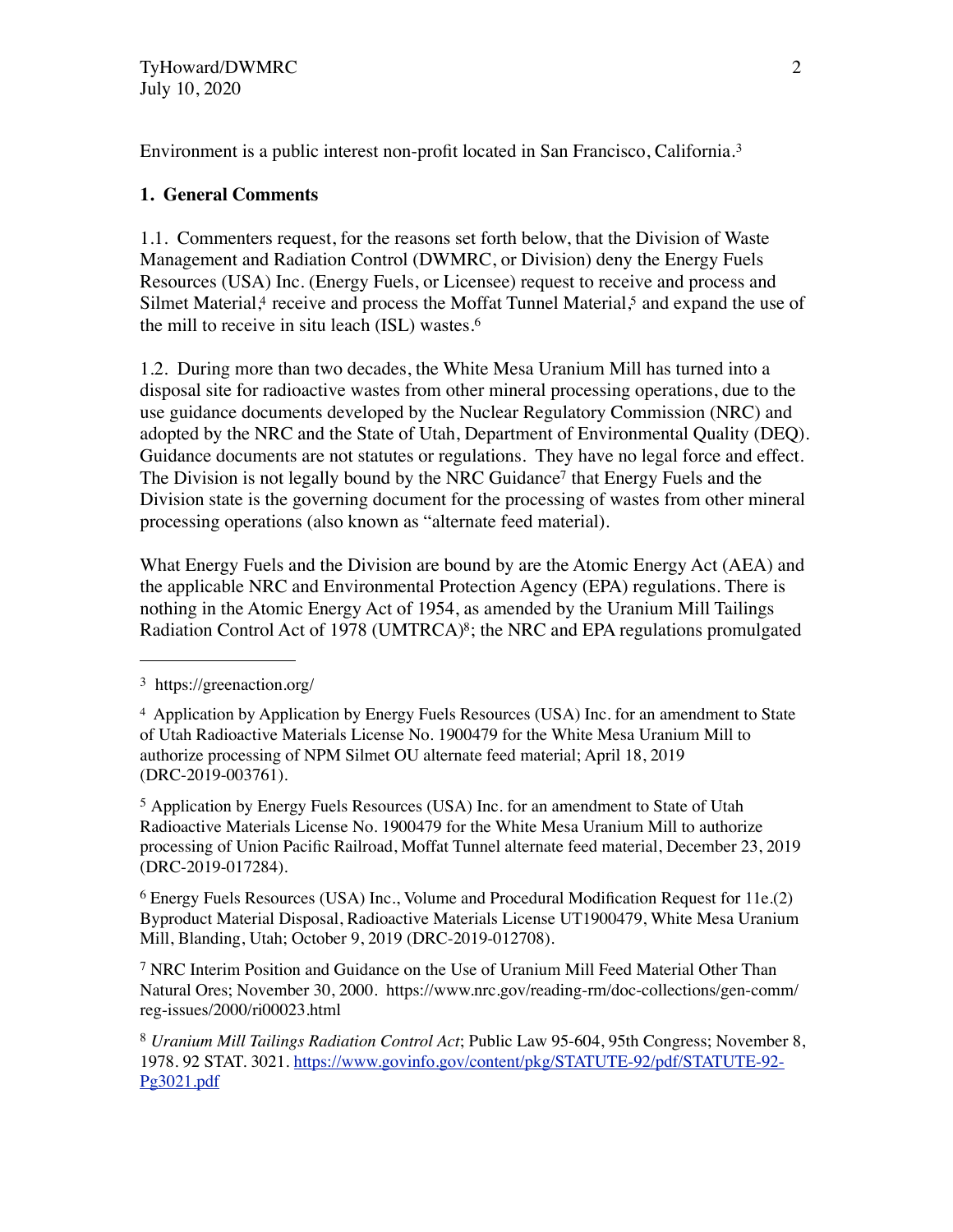Environment is a public interest non-profit located in San Francisco, California.[3]

**1. General Comments**

1.1. Commenters request, for the reasons set forth below, that the Division of Waste Management and Radiation Control (DWMRC, or Division) deny the Energy Fuels Resources (USA) Inc. (Energy Fuels, or Licensee) request to receive and process and Silmet Material,[4] receive and process the Moffat Tunnel Material,[5] and expand the use of the mill to receive in situ leach (ISL) wastes.[6]

1.2. During more than two decades, the White Mesa Uranium Mill has turned into a disposal site for radioactive wastes from other mineral processing operations, due to the use guidance documents developed by the Nuclear Regulatory Commission (NRC) and adopted by the NRC and the State of Utah, Department of Environmental Quality (DEQ). Guidance documents are not statutes or regulations. They have no legal force and effect. The Division is not legally bound by the NRC Guidance[7] that Energy Fuels and the Division state is the governing document for the processing of wastes from other mineral processing operations (also known as "alternate feed material).

What Energy Fuels and the Division are bound by are the Atomic Energy Act (AEA) and the applicable NRC and Environmental Protection Agency (EPA) regulations. There is nothing in the Atomic Energy Act of 1954, as amended by the Uranium Mill Tailings Radiation Control Act of 1978 (UMTRCA)[8]; the NRC and EPA regulations promulgated

---

[3] https://greenaction.org/

[4] Application by Application by Energy Fuels Resources (USA) Inc. for an amendment to State of Utah Radioactive Materials License No. 1900479 for the White Mesa Uranium Mill to authorize processing of NPM Silmet OU alternate feed material; April 18, 2019 (DRC-2019-003761).

[5] Application by Energy Fuels Resources (USA) Inc. for an amendment to State of Utah Radioactive Materials License No. 1900479 for the White Mesa Uranium Mill to authorize processing of Union Pacific Railroad, Moffat Tunnel alternate feed material, December 23, 2019 (DRC-2019-017284).

[6] Energy Fuels Resources (USA) Inc., Volume and Procedural Modification Request for 11e.(2) Byproduct Material Disposal, Radioactive Materials License UT1900479, White Mesa Uranium Mill, Blanding, Utah; October 9, 2019 (DRC-2019-012708).

[7] NRC Interim Position and Guidance on the Use of Uranium Mill Feed Material Other Than Natural Ores; November 30, 2000. https://www.nrc.gov/reading-rm/doc-collections/gen-comm/reg-issues/2000/ri00023.html

[8] *Uranium Mill Tailings Radiation Control Act*; Public Law 95-604, 95th Congress; November 8, 1978. 92 STAT. 3021. https://www.govinfo.gov/content/pkg/STATUTE-92/pdf/STATUTE-92-Pg3021.pdf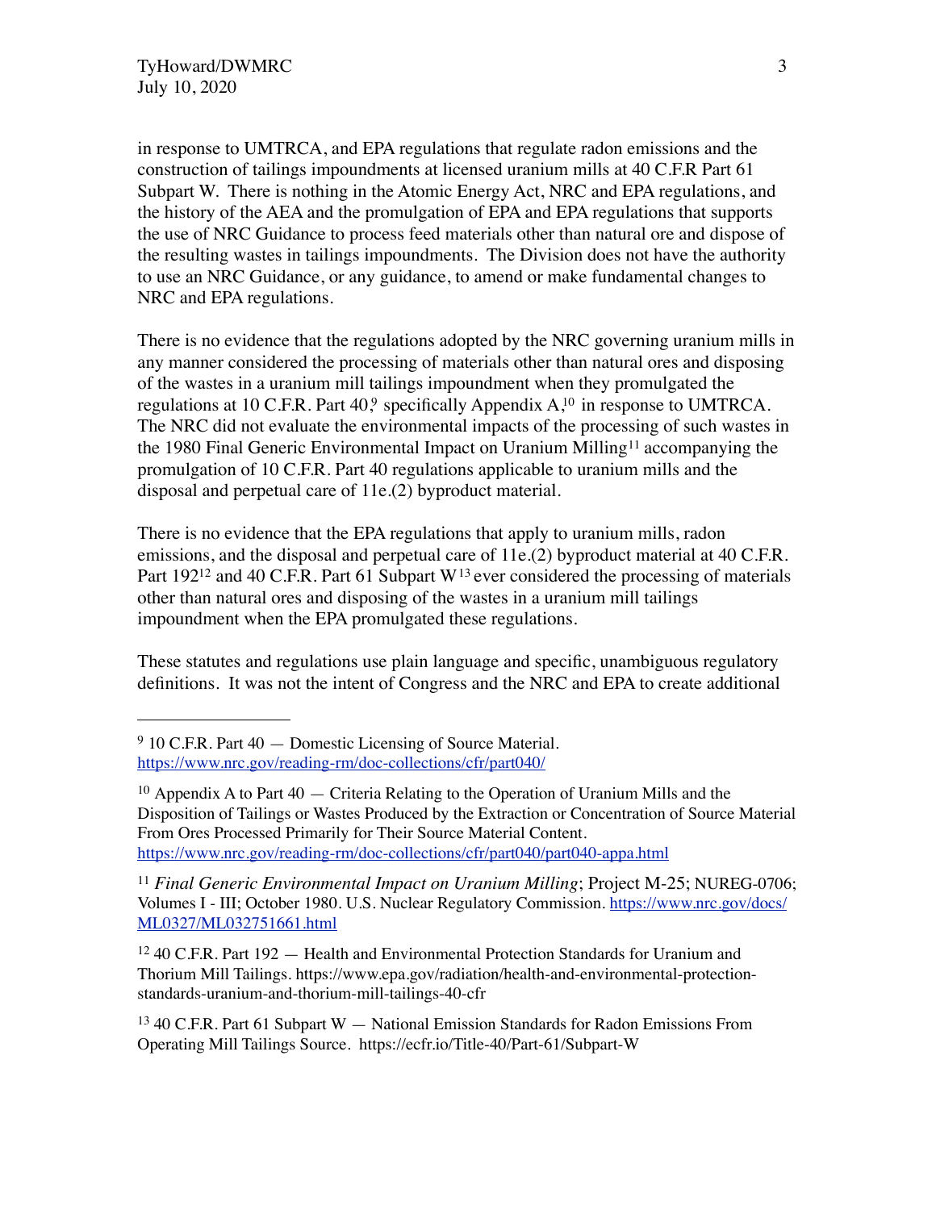in response to UMTRCA, and EPA regulations that regulate radon emissions and the construction of tailings impoundments at licensed uranium mills at 40 C.F.R Part 61 Subpart W. There is nothing in the Atomic Energy Act, NRC and EPA regulations, and the history of the AEA and the promulgation of EPA and EPA regulations that supports the use of NRC Guidance to process feed materials other than natural ore and dispose of the resulting wastes in tailings impoundments. The Division does not have the authority to use an NRC Guidance, or any guidance, to amend or make fundamental changes to NRC and EPA regulations.

There is no evidence that the regulations adopted by the NRC governing uranium mills in any manner considered the processing of materials other than natural ores and disposing of the wastes in a uranium mill tailings impoundment when they promulgated the regulations at 10 C.F.R. Part 40,[9] specifically Appendix A,[10] in response to UMTRCA. The NRC did not evaluate the environmental impacts of the processing of such wastes in the 1980 Final Generic Environmental Impact on Uranium Milling[11] accompanying the promulgation of 10 C.F.R. Part 40 regulations applicable to uranium mills and the disposal and perpetual care of 11e.(2) byproduct material.

There is no evidence that the EPA regulations that apply to uranium mills, radon emissions, and the disposal and perpetual care of 11e.(2) byproduct material at 40 C.F.R. Part 192[12] and 40 C.F.R. Part 61 Subpart W[13] ever considered the processing of materials other than natural ores and disposing of the wastes in a uranium mill tailings impoundment when the EPA promulgated these regulations.

These statutes and regulations use plain language and specific, unambiguous regulatory definitions. It was not the intent of Congress and the NRC and EPA to create additional

---

[9] 10 C.F.R. Part 40 — Domestic Licensing of Source Material. https://www.nrc.gov/reading-rm/doc-collections/cfr/part040/

[10] Appendix A to Part 40 — Criteria Relating to the Operation of Uranium Mills and the Disposition of Tailings or Wastes Produced by the Extraction or Concentration of Source Material From Ores Processed Primarily for Their Source Material Content. https://www.nrc.gov/reading-rm/doc-collections/cfr/part040/part040-appa.html

[11] *Final Generic Environmental Impact on Uranium Milling*; Project M-25; NUREG-0706; Volumes I - III; October 1980. U.S. Nuclear Regulatory Commission. https://www.nrc.gov/docs/ML0327/ML032751661.html

[12] 40 C.F.R. Part 192 — Health and Environmental Protection Standards for Uranium and Thorium Mill Tailings. https://www.epa.gov/radiation/health-and-environmental-protection-standards-uranium-and-thorium-mill-tailings-40-cfr

[13] 40 C.F.R. Part 61 Subpart W — National Emission Standards for Radon Emissions From Operating Mill Tailings Source. https://ecfr.io/Title-40/Part-61/Subpart-W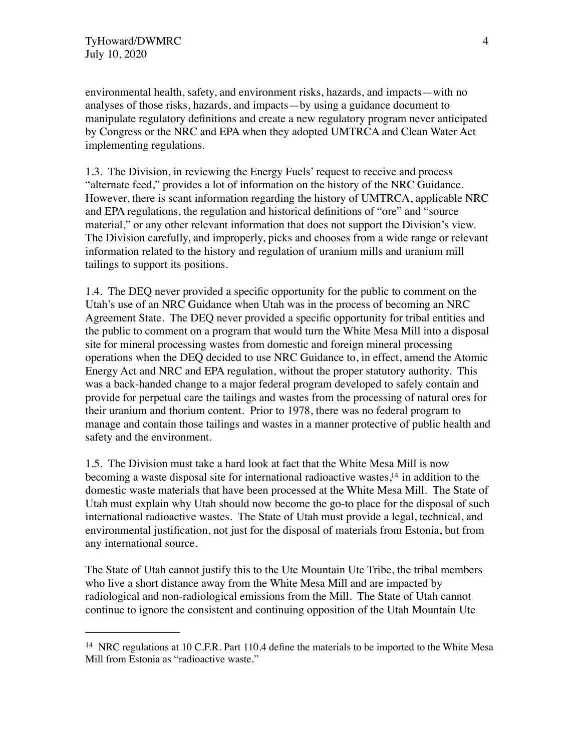environmental health, safety, and environment risks, hazards, and impacts—with no analyses of those risks, hazards, and impacts—by using a guidance document to manipulate regulatory definitions and create a new regulatory program never anticipated by Congress or the NRC and EPA when they adopted UMTRCA and Clean Water Act implementing regulations.

1.3. The Division, in reviewing the Energy Fuels' request to receive and process "alternate feed," provides a lot of information on the history of the NRC Guidance. However, there is scant information regarding the history of UMTRCA, applicable NRC and EPA regulations, the regulation and historical definitions of "ore" and "source material," or any other relevant information that does not support the Division's view. The Division carefully, and improperly, picks and chooses from a wide range or relevant information related to the history and regulation of uranium mills and uranium mill tailings to support its positions.

1.4. The DEQ never provided a specific opportunity for the public to comment on the Utah's use of an NRC Guidance when Utah was in the process of becoming an NRC Agreement State. The DEQ never provided a specific opportunity for tribal entities and the public to comment on a program that would turn the White Mesa Mill into a disposal site for mineral processing wastes from domestic and foreign mineral processing operations when the DEQ decided to use NRC Guidance to, in effect, amend the Atomic Energy Act and NRC and EPA regulation, without the proper statutory authority. This was a back-handed change to a major federal program developed to safely contain and provide for perpetual care the tailings and wastes from the processing of natural ores for their uranium and thorium content. Prior to 1978, there was no federal program to manage and contain those tailings and wastes in a manner protective of public health and safety and the environment.

1.5. The Division must take a hard look at fact that the White Mesa Mill is now becoming a waste disposal site for international radioactive wastes,[14] in addition to the domestic waste materials that have been processed at the White Mesa Mill. The State of Utah must explain why Utah should now become the go-to place for the disposal of such international radioactive wastes. The State of Utah must provide a legal, technical, and environmental justification, not just for the disposal of materials from Estonia, but from any international source.

The State of Utah cannot justify this to the Ute Mountain Ute Tribe, the tribal members who live a short distance away from the White Mesa Mill and are impacted by radiological and non-radiological emissions from the Mill. The State of Utah cannot continue to ignore the consistent and continuing opposition of the Utah Mountain Ute

---

[14] NRC regulations at 10 C.F.R. Part 110.4 define the materials to be imported to the White Mesa Mill from Estonia as "radioactive waste."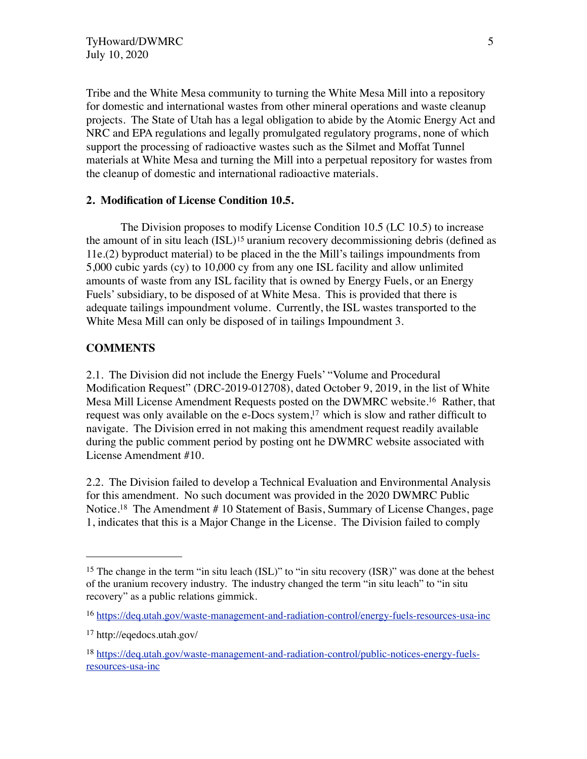Tribe and the White Mesa community to turning the White Mesa Mill into a repository for domestic and international wastes from other mineral operations and waste cleanup projects. The State of Utah has a legal obligation to abide by the Atomic Energy Act and NRC and EPA regulations and legally promulgated regulatory programs, none of which support the processing of radioactive wastes such as the Silmet and Moffat Tunnel materials at White Mesa and turning the Mill into a perpetual repository for wastes from the cleanup of domestic and international radioactive materials.

**2. Modification of License Condition 10.5.**

The Division proposes to modify License Condition 10.5 (LC 10.5) to increase the amount of in situ leach (ISL)[15] uranium recovery decommissioning debris (defined as 11e.(2) byproduct material) to be placed in the the Mill's tailings impoundments from 5,000 cubic yards (cy) to 10,000 cy from any one ISL facility and allow unlimited amounts of waste from any ISL facility that is owned by Energy Fuels, or an Energy Fuels' subsidiary, to be disposed of at White Mesa. This is provided that there is adequate tailings impoundment volume. Currently, the ISL wastes transported to the White Mesa Mill can only be disposed of in tailings Impoundment 3.

**COMMENTS**

2.1. The Division did not include the Energy Fuels' "Volume and Procedural Modification Request" (DRC-2019-012708), dated October 9, 2019, in the list of White Mesa Mill License Amendment Requests posted on the DWMRC website.[16] Rather, that request was only available on the e-Docs system,[17] which is slow and rather difficult to navigate. The Division erred in not making this amendment request readily available during the public comment period by posting ont he DWMRC website associated with License Amendment #10.

2.2. The Division failed to develop a Technical Evaluation and Environmental Analysis for this amendment. No such document was provided in the 2020 DWMRC Public Notice.[18] The Amendment # 10 Statement of Basis, Summary of License Changes, page 1, indicates that this is a Major Change in the License. The Division failed to comply

---

[15] The change in the term "in situ leach (ISL)" to "in situ recovery (ISR)" was done at the behest of the uranium recovery industry. The industry changed the term "in situ leach" to "in situ recovery" as a public relations gimmick.

[16] https://deq.utah.gov/waste-management-and-radiation-control/energy-fuels-resources-usa-inc

[17] http://eqedocs.utah.gov/

[18] https://deq.utah.gov/waste-management-and-radiation-control/public-notices-energy-fuels-resources-usa-inc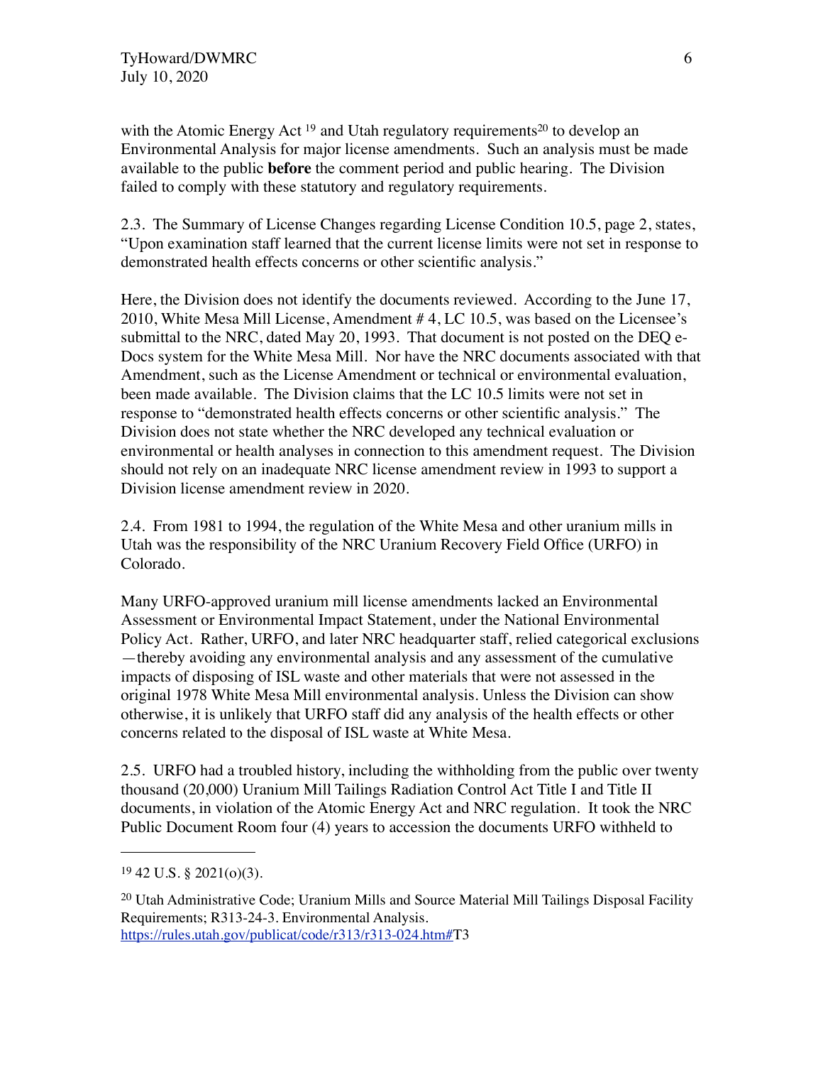with the Atomic Energy Act [19] and Utah regulatory requirements[20] to develop an Environmental Analysis for major license amendments. Such an analysis must be made available to the public **before** the comment period and public hearing. The Division failed to comply with these statutory and regulatory requirements.

2.3. The Summary of License Changes regarding License Condition 10.5, page 2, states, "Upon examination staff learned that the current license limits were not set in response to demonstrated health effects concerns or other scientific analysis."

Here, the Division does not identify the documents reviewed. According to the June 17, 2010, White Mesa Mill License, Amendment # 4, LC 10.5, was based on the Licensee's submittal to the NRC, dated May 20, 1993. That document is not posted on the DEQ e-Docs system for the White Mesa Mill. Nor have the NRC documents associated with that Amendment, such as the License Amendment or technical or environmental evaluation, been made available. The Division claims that the LC 10.5 limits were not set in response to "demonstrated health effects concerns or other scientific analysis." The Division does not state whether the NRC developed any technical evaluation or environmental or health analyses in connection to this amendment request. The Division should not rely on an inadequate NRC license amendment review in 1993 to support a Division license amendment review in 2020.

2.4. From 1981 to 1994, the regulation of the White Mesa and other uranium mills in Utah was the responsibility of the NRC Uranium Recovery Field Office (URFO) in Colorado.

Many URFO-approved uranium mill license amendments lacked an Environmental Assessment or Environmental Impact Statement, under the National Environmental Policy Act. Rather, URFO, and later NRC headquarter staff, relied categorical exclusions —thereby avoiding any environmental analysis and any assessment of the cumulative impacts of disposing of ISL waste and other materials that were not assessed in the original 1978 White Mesa Mill environmental analysis. Unless the Division can show otherwise, it is unlikely that URFO staff did any analysis of the health effects or other concerns related to the disposal of ISL waste at White Mesa.

2.5. URFO had a troubled history, including the withholding from the public over twenty thousand (20,000) Uranium Mill Tailings Radiation Control Act Title I and Title II documents, in violation of the Atomic Energy Act and NRC regulation. It took the NRC Public Document Room four (4) years to accession the documents URFO withheld to

---

[19] 42 U.S. § 2021(o)(3).

[20] Utah Administrative Code; Uranium Mills and Source Material Mill Tailings Disposal Facility Requirements; R313-24-3. Environmental Analysis. https://rules.utah.gov/publicat/code/r313/r313-024.htm#T3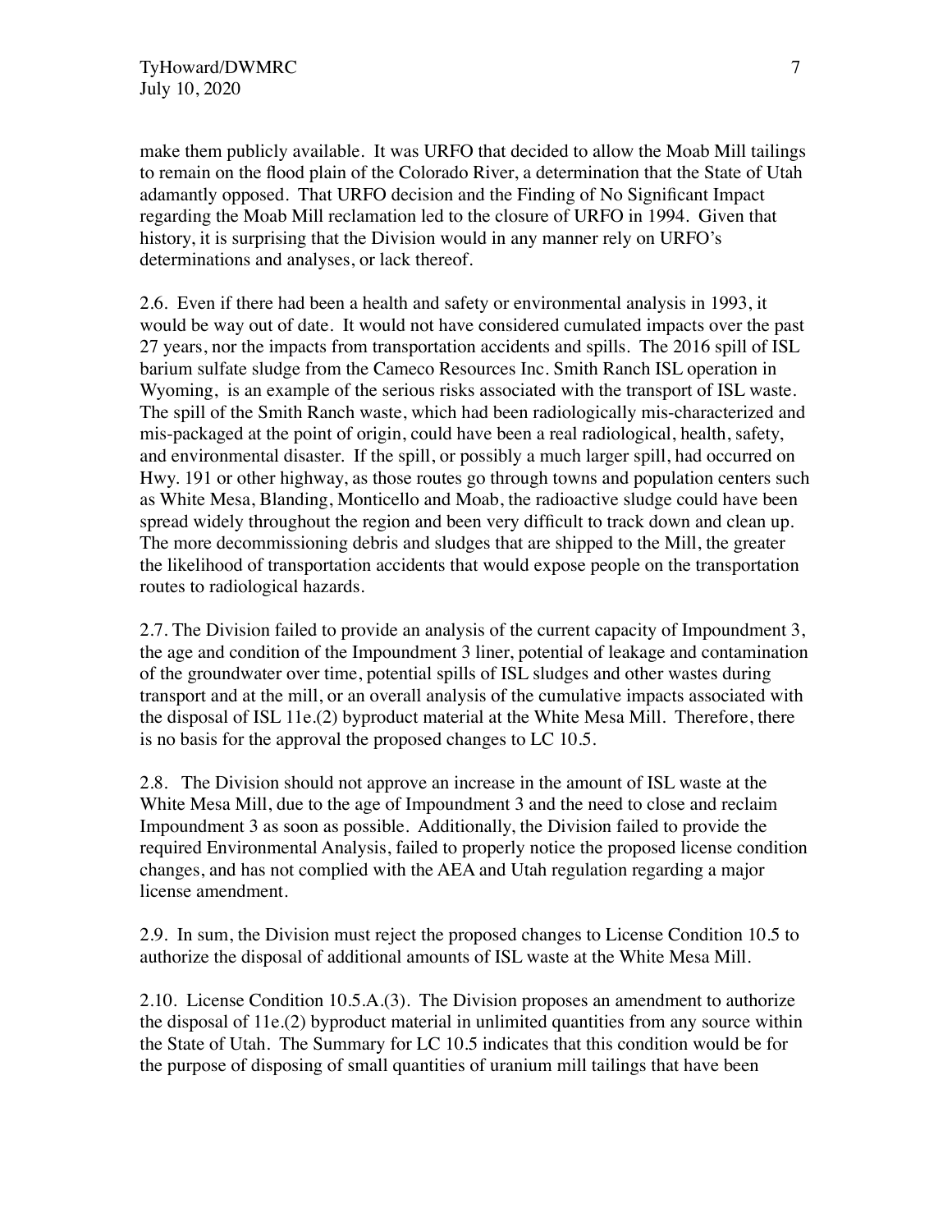make them publicly available. It was URFO that decided to allow the Moab Mill tailings to remain on the flood plain of the Colorado River, a determination that the State of Utah adamantly opposed. That URFO decision and the Finding of No Significant Impact regarding the Moab Mill reclamation led to the closure of URFO in 1994. Given that history, it is surprising that the Division would in any manner rely on URFO's determinations and analyses, or lack thereof.

2.6. Even if there had been a health and safety or environmental analysis in 1993, it would be way out of date. It would not have considered cumulated impacts over the past 27 years, nor the impacts from transportation accidents and spills. The 2016 spill of ISL barium sulfate sludge from the Cameco Resources Inc. Smith Ranch ISL operation in Wyoming, is an example of the serious risks associated with the transport of ISL waste. The spill of the Smith Ranch waste, which had been radiologically mis-characterized and mis-packaged at the point of origin, could have been a real radiological, health, safety, and environmental disaster. If the spill, or possibly a much larger spill, had occurred on Hwy. 191 or other highway, as those routes go through towns and population centers such as White Mesa, Blanding, Monticello and Moab, the radioactive sludge could have been spread widely throughout the region and been very difficult to track down and clean up. The more decommissioning debris and sludges that are shipped to the Mill, the greater the likelihood of transportation accidents that would expose people on the transportation routes to radiological hazards.

2.7. The Division failed to provide an analysis of the current capacity of Impoundment 3, the age and condition of the Impoundment 3 liner, potential of leakage and contamination of the groundwater over time, potential spills of ISL sludges and other wastes during transport and at the mill, or an overall analysis of the cumulative impacts associated with the disposal of ISL 11e.(2) byproduct material at the White Mesa Mill. Therefore, there is no basis for the approval the proposed changes to LC 10.5.

2.8. The Division should not approve an increase in the amount of ISL waste at the White Mesa Mill, due to the age of Impoundment 3 and the need to close and reclaim Impoundment 3 as soon as possible. Additionally, the Division failed to provide the required Environmental Analysis, failed to properly notice the proposed license condition changes, and has not complied with the AEA and Utah regulation regarding a major license amendment.

2.9. In sum, the Division must reject the proposed changes to License Condition 10.5 to authorize the disposal of additional amounts of ISL waste at the White Mesa Mill.

2.10. License Condition 10.5.A.(3). The Division proposes an amendment to authorize the disposal of 11e.(2) byproduct material in unlimited quantities from any source within the State of Utah. The Summary for LC 10.5 indicates that this condition would be for the purpose of disposing of small quantities of uranium mill tailings that have been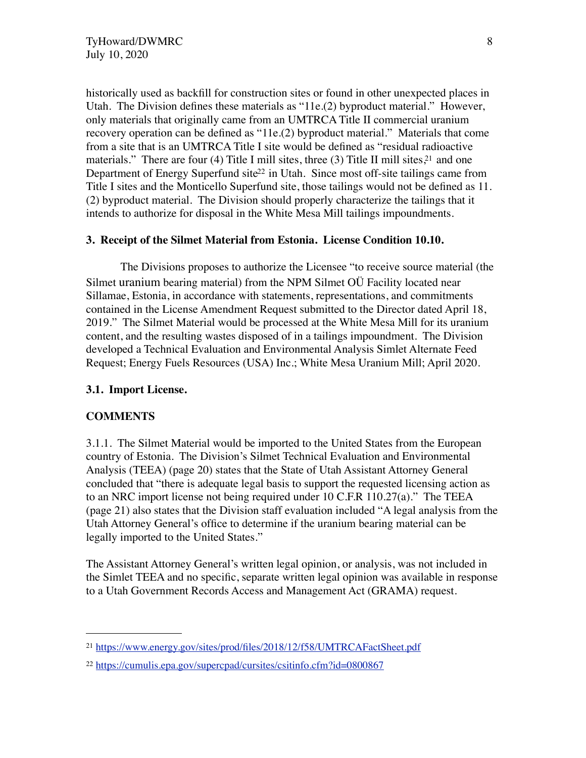historically used as backfill for construction sites or found in other unexpected places in Utah. The Division defines these materials as "11e.(2) byproduct material." However, only materials that originally came from an UMTRCA Title II commercial uranium recovery operation can be defined as "11e.(2) byproduct material." Materials that come from a site that is an UMTRCA Title I site would be defined as "residual radioactive materials." There are four (4) Title I mill sites, three (3) Title II mill sites,[21] and one Department of Energy Superfund site[22] in Utah. Since most off-site tailings came from Title I sites and the Monticello Superfund site, those tailings would not be defined as 11.(2) byproduct material. The Division should properly characterize the tailings that it intends to authorize for disposal in the White Mesa Mill tailings impoundments.

### 3. Receipt of the Silmet Material from Estonia. License Condition 10.10.

The Divisions proposes to authorize the Licensee "to receive source material (the Silmet uranium bearing material) from the NPM Silmet OÜ Facility located near Sillamae, Estonia, in accordance with statements, representations, and commitments contained in the License Amendment Request submitted to the Director dated April 18, 2019." The Silmet Material would be processed at the White Mesa Mill for its uranium content, and the resulting wastes disposed of in a tailings impoundment. The Division developed a Technical Evaluation and Environmental Analysis Simlet Alternate Feed Request; Energy Fuels Resources (USA) Inc.; White Mesa Uranium Mill; April 2020.

#### 3.1. Import License.

**COMMENTS**

3.1.1. The Silmet Material would be imported to the United States from the European country of Estonia. The Division's Silmet Technical Evaluation and Environmental Analysis (TEEA) (page 20) states that the State of Utah Assistant Attorney General concluded that "there is adequate legal basis to support the requested licensing action as to an NRC import license not being required under 10 C.F.R 110.27(a)." The TEEA (page 21) also states that the Division staff evaluation included "A legal analysis from the Utah Attorney General's office to determine if the uranium bearing material can be legally imported to the United States."

The Assistant Attorney General's written legal opinion, or analysis, was not included in the Simlet TEEA and no specific, separate written legal opinion was available in response to a Utah Government Records Access and Management Act (GRAMA) request.

---

[21] https://www.energy.gov/sites/prod/files/2018/12/f58/UMTRCAFactSheet.pdf

[22] https://cumulis.epa.gov/supercpad/cursites/csitinfo.cfm?id=0800867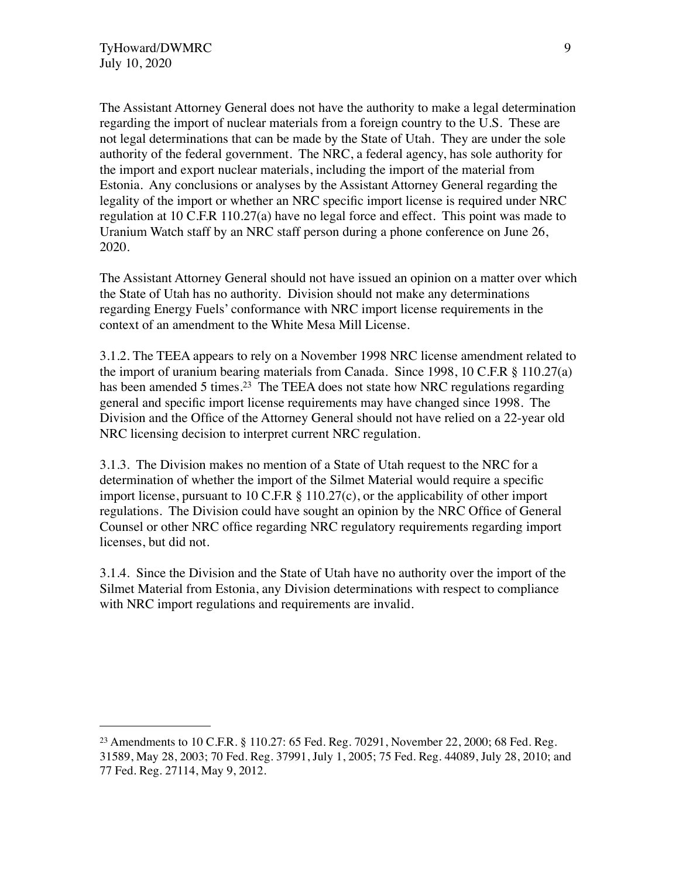The Assistant Attorney General does not have the authority to make a legal determination regarding the import of nuclear materials from a foreign country to the U.S. These are not legal determinations that can be made by the State of Utah. They are under the sole authority of the federal government. The NRC, a federal agency, has sole authority for the import and export nuclear materials, including the import of the material from Estonia. Any conclusions or analyses by the Assistant Attorney General regarding the legality of the import or whether an NRC specific import license is required under NRC regulation at 10 C.F.R 110.27(a) have no legal force and effect. This point was made to Uranium Watch staff by an NRC staff person during a phone conference on June 26, 2020.

The Assistant Attorney General should not have issued an opinion on a matter over which the State of Utah has no authority. Division should not make any determinations regarding Energy Fuels' conformance with NRC import license requirements in the context of an amendment to the White Mesa Mill License.

3.1.2. The TEEA appears to rely on a November 1998 NRC license amendment related to the import of uranium bearing materials from Canada. Since 1998, 10 C.F.R § 110.27(a) has been amended 5 times.[23] The TEEA does not state how NRC regulations regarding general and specific import license requirements may have changed since 1998. The Division and the Office of the Attorney General should not have relied on a 22-year old NRC licensing decision to interpret current NRC regulation.

3.1.3. The Division makes no mention of a State of Utah request to the NRC for a determination of whether the import of the Silmet Material would require a specific import license, pursuant to 10 C.F.R § 110.27(c), or the applicability of other import regulations. The Division could have sought an opinion by the NRC Office of General Counsel or other NRC office regarding NRC regulatory requirements regarding import licenses, but did not.

3.1.4. Since the Division and the State of Utah have no authority over the import of the Silmet Material from Estonia, any Division determinations with respect to compliance with NRC import regulations and requirements are invalid.

---

[23] Amendments to 10 C.F.R. § 110.27: 65 Fed. Reg. 70291, November 22, 2000; 68 Fed. Reg. 31589, May 28, 2003; 70 Fed. Reg. 37991, July 1, 2005; 75 Fed. Reg. 44089, July 28, 2010; and 77 Fed. Reg. 27114, May 9, 2012.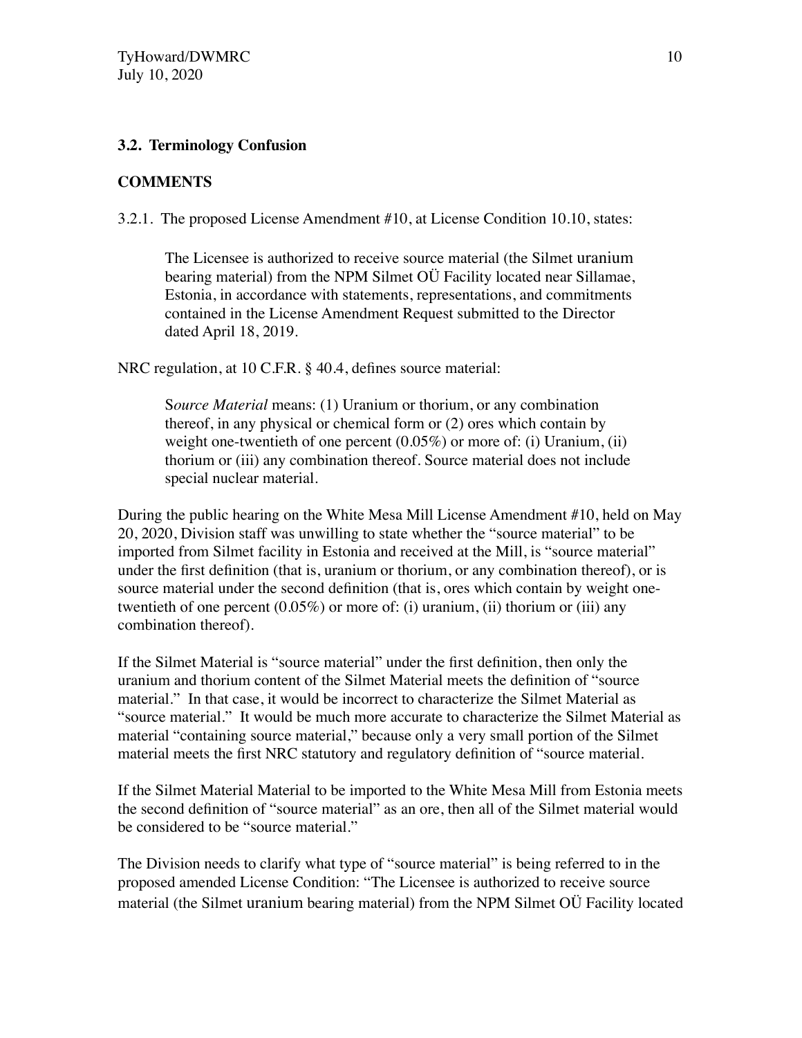### 3.2. Terminology Confusion

**COMMENTS**

3.2.1. The proposed License Amendment #10, at License Condition 10.10, states:

> The Licensee is authorized to receive source material (the Silmet uranium bearing material) from the NPM Silmet OÜ Facility located near Sillamae, Estonia, in accordance with statements, representations, and commitments contained in the License Amendment Request submitted to the Director dated April 18, 2019.

NRC regulation, at 10 C.F.R. § 40.4, defines source material:

> S*ource Material* means: (1) Uranium or thorium, or any combination thereof, in any physical or chemical form or (2) ores which contain by weight one-twentieth of one percent (0.05%) or more of: (i) Uranium, (ii) thorium or (iii) any combination thereof. Source material does not include special nuclear material.

During the public hearing on the White Mesa Mill License Amendment #10, held on May 20, 2020, Division staff was unwilling to state whether the "source material" to be imported from Silmet facility in Estonia and received at the Mill, is "source material" under the first definition (that is, uranium or thorium, or any combination thereof), or is source material under the second definition (that is, ores which contain by weight one-twentieth of one percent (0.05%) or more of: (i) uranium, (ii) thorium or (iii) any combination thereof).

If the Silmet Material is "source material" under the first definition, then only the uranium and thorium content of the Silmet Material meets the definition of "source material." In that case, it would be incorrect to characterize the Silmet Material as "source material." It would be much more accurate to characterize the Silmet Material as material "containing source material," because only a very small portion of the Silmet material meets the first NRC statutory and regulatory definition of "source material.

If the Silmet Material Material to be imported to the White Mesa Mill from Estonia meets the second definition of "source material" as an ore, then all of the Silmet material would be considered to be "source material."

The Division needs to clarify what type of "source material" is being referred to in the proposed amended License Condition: "The Licensee is authorized to receive source material (the Silmet uranium bearing material) from the NPM Silmet OÜ Facility located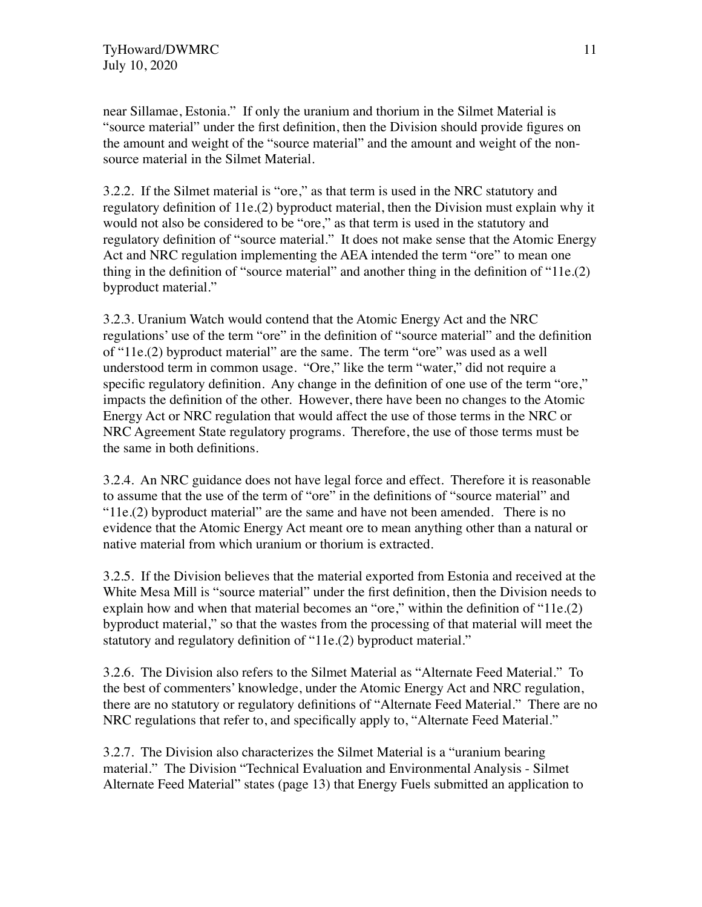near Sillamae, Estonia." If only the uranium and thorium in the Silmet Material is "source material" under the first definition, then the Division should provide figures on the amount and weight of the "source material" and the amount and weight of the non-source material in the Silmet Material.

3.2.2. If the Silmet material is "ore," as that term is used in the NRC statutory and regulatory definition of 11e.(2) byproduct material, then the Division must explain why it would not also be considered to be "ore," as that term is used in the statutory and regulatory definition of "source material." It does not make sense that the Atomic Energy Act and NRC regulation implementing the AEA intended the term "ore" to mean one thing in the definition of "source material" and another thing in the definition of "11e.(2) byproduct material."

3.2.3. Uranium Watch would contend that the Atomic Energy Act and the NRC regulations' use of the term "ore" in the definition of "source material" and the definition of "11e.(2) byproduct material" are the same. The term "ore" was used as a well understood term in common usage. "Ore," like the term "water," did not require a specific regulatory definition. Any change in the definition of one use of the term "ore," impacts the definition of the other. However, there have been no changes to the Atomic Energy Act or NRC regulation that would affect the use of those terms in the NRC or NRC Agreement State regulatory programs. Therefore, the use of those terms must be the same in both definitions.

3.2.4. An NRC guidance does not have legal force and effect. Therefore it is reasonable to assume that the use of the term of "ore" in the definitions of "source material" and "11e.(2) byproduct material" are the same and have not been amended. There is no evidence that the Atomic Energy Act meant ore to mean anything other than a natural or native material from which uranium or thorium is extracted.

3.2.5. If the Division believes that the material exported from Estonia and received at the White Mesa Mill is "source material" under the first definition, then the Division needs to explain how and when that material becomes an "ore," within the definition of "11e.(2) byproduct material," so that the wastes from the processing of that material will meet the statutory and regulatory definition of "11e.(2) byproduct material."

3.2.6. The Division also refers to the Silmet Material as "Alternate Feed Material." To the best of commenters' knowledge, under the Atomic Energy Act and NRC regulation, there are no statutory or regulatory definitions of "Alternate Feed Material." There are no NRC regulations that refer to, and specifically apply to, "Alternate Feed Material."

3.2.7. The Division also characterizes the Silmet Material is a "uranium bearing material." The Division "Technical Evaluation and Environmental Analysis - Silmet Alternate Feed Material" states (page 13) that Energy Fuels submitted an application to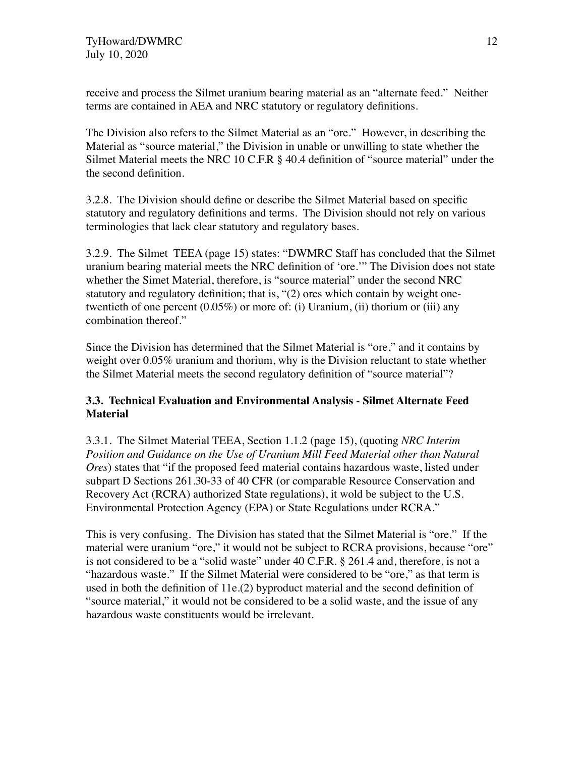receive and process the Silmet uranium bearing material as an "alternate feed." Neither terms are contained in AEA and NRC statutory or regulatory definitions.

The Division also refers to the Silmet Material as an "ore." However, in describing the Material as "source material," the Division in unable or unwilling to state whether the Silmet Material meets the NRC 10 C.F.R § 40.4 definition of "source material" under the the second definition.

3.2.8. The Division should define or describe the Silmet Material based on specific statutory and regulatory definitions and terms. The Division should not rely on various terminologies that lack clear statutory and regulatory bases.

3.2.9. The Silmet TEEA (page 15) states: "DWMRC Staff has concluded that the Silmet uranium bearing material meets the NRC definition of 'ore.'" The Division does not state whether the Simet Material, therefore, is "source material" under the second NRC statutory and regulatory definition; that is, "(2) ores which contain by weight one-twentieth of one percent (0.05%) or more of: (i) Uranium, (ii) thorium or (iii) any combination thereof."

Since the Division has determined that the Silmet Material is "ore," and it contains by weight over 0.05% uranium and thorium, why is the Division reluctant to state whether the Silmet Material meets the second regulatory definition of "source material"?

### 3.3. Technical Evaluation and Environmental Analysis - Silmet Alternate Feed Material

3.3.1. The Silmet Material TEEA, Section 1.1.2 (page 15), (quoting *NRC Interim Position and Guidance on the Use of Uranium Mill Feed Material other than Natural Ores*) states that "if the proposed feed material contains hazardous waste, listed under subpart D Sections 261.30-33 of 40 CFR (or comparable Resource Conservation and Recovery Act (RCRA) authorized State regulations), it wold be subject to the U.S. Environmental Protection Agency (EPA) or State Regulations under RCRA."

This is very confusing. The Division has stated that the Silmet Material is "ore." If the material were uranium "ore," it would not be subject to RCRA provisions, because "ore" is not considered to be a "solid waste" under 40 C.F.R. § 261.4 and, therefore, is not a "hazardous waste." If the Silmet Material were considered to be "ore," as that term is used in both the definition of 11e.(2) byproduct material and the second definition of "source material," it would not be considered to be a solid waste, and the issue of any hazardous waste constituents would be irrelevant.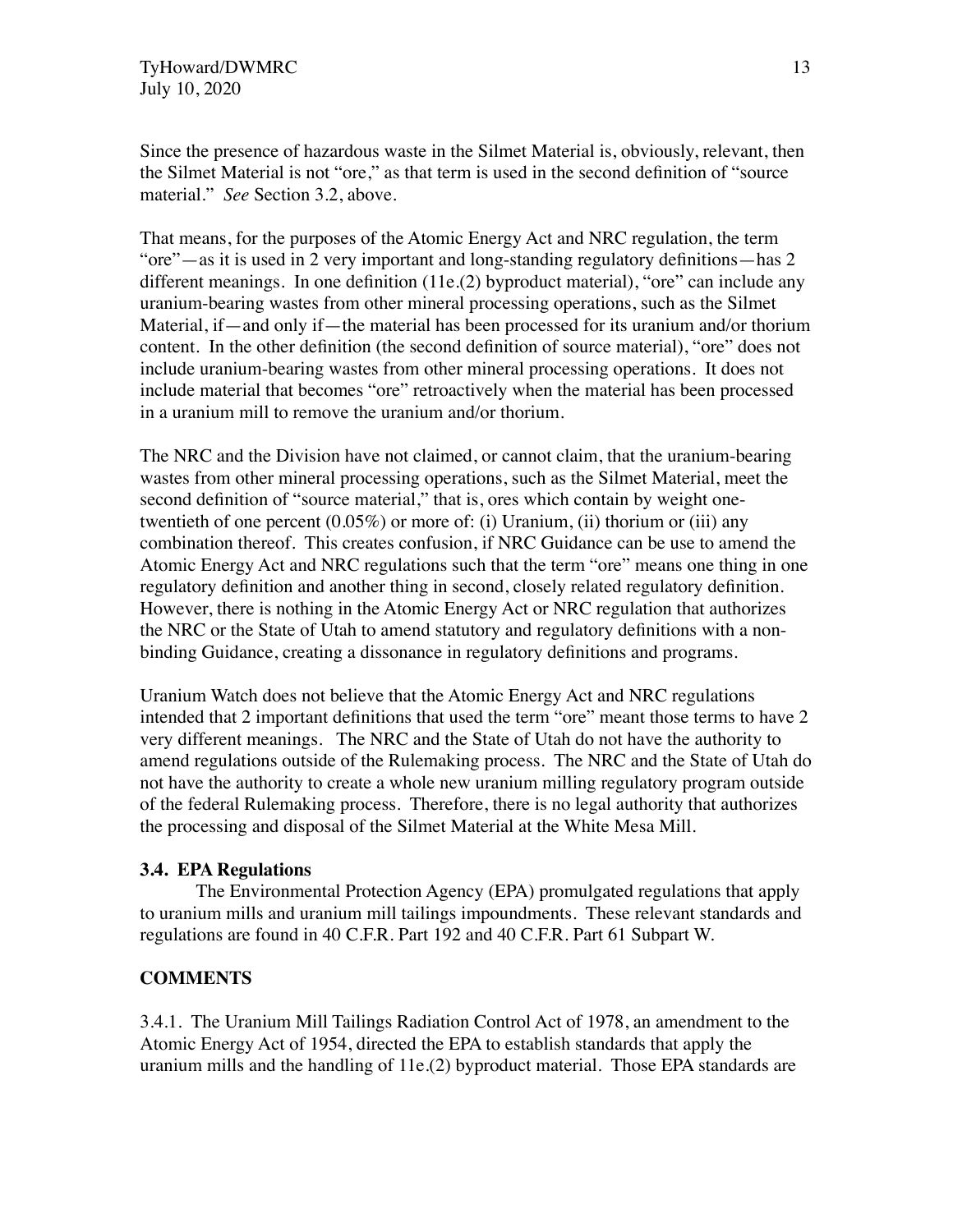Since the presence of hazardous waste in the Silmet Material is, obviously, relevant, then the Silmet Material is not "ore," as that term is used in the second definition of "source material." *See* Section 3.2, above.

That means, for the purposes of the Atomic Energy Act and NRC regulation, the term "ore"—as it is used in 2 very important and long-standing regulatory definitions—has 2 different meanings. In one definition (11e.(2) byproduct material), "ore" can include any uranium-bearing wastes from other mineral processing operations, such as the Silmet Material, if—and only if—the material has been processed for its uranium and/or thorium content. In the other definition (the second definition of source material), "ore" does not include uranium-bearing wastes from other mineral processing operations. It does not include material that becomes "ore" retroactively when the material has been processed in a uranium mill to remove the uranium and/or thorium.

The NRC and the Division have not claimed, or cannot claim, that the uranium-bearing wastes from other mineral processing operations, such as the Silmet Material, meet the second definition of "source material," that is, ores which contain by weight one-twentieth of one percent (0.05%) or more of: (i) Uranium, (ii) thorium or (iii) any combination thereof. This creates confusion, if NRC Guidance can be use to amend the Atomic Energy Act and NRC regulations such that the term "ore" means one thing in one regulatory definition and another thing in second, closely related regulatory definition. However, there is nothing in the Atomic Energy Act or NRC regulation that authorizes the NRC or the State of Utah to amend statutory and regulatory definitions with a non-binding Guidance, creating a dissonance in regulatory definitions and programs.

Uranium Watch does not believe that the Atomic Energy Act and NRC regulations intended that 2 important definitions that used the term "ore" meant those terms to have 2 very different meanings. The NRC and the State of Utah do not have the authority to amend regulations outside of the Rulemaking process. The NRC and the State of Utah do not have the authority to create a whole new uranium milling regulatory program outside of the federal Rulemaking process. Therefore, there is no legal authority that authorizes the processing and disposal of the Silmet Material at the White Mesa Mill.

### 3.4. EPA Regulations

The Environmental Protection Agency (EPA) promulgated regulations that apply to uranium mills and uranium mill tailings impoundments. These relevant standards and regulations are found in 40 C.F.R. Part 192 and 40 C.F.R. Part 61 Subpart W.

### COMMENTS

3.4.1. The Uranium Mill Tailings Radiation Control Act of 1978, an amendment to the Atomic Energy Act of 1954, directed the EPA to establish standards that apply the uranium mills and the handling of 11e.(2) byproduct material. Those EPA standards are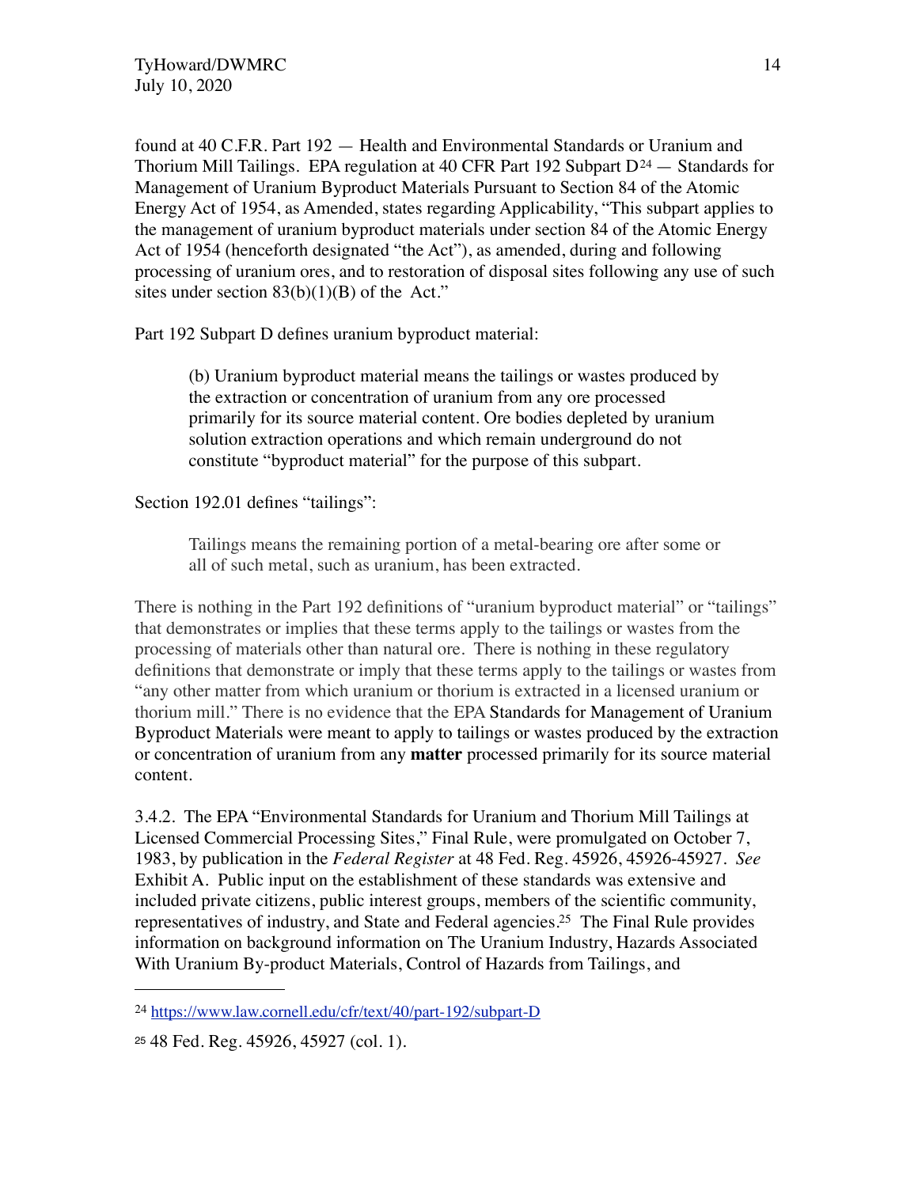found at 40 C.F.R. Part 192 — Health and Environmental Standards or Uranium and Thorium Mill Tailings. EPA regulation at 40 CFR Part 192 Subpart D[24] — Standards for Management of Uranium Byproduct Materials Pursuant to Section 84 of the Atomic Energy Act of 1954, as Amended, states regarding Applicability, "This subpart applies to the management of uranium byproduct materials under section 84 of the Atomic Energy Act of 1954 (henceforth designated "the Act"), as amended, during and following processing of uranium ores, and to restoration of disposal sites following any use of such sites under section 83(b)(1)(B) of the Act."

Part 192 Subpart D defines uranium byproduct material:

> (b) Uranium byproduct material means the tailings or wastes produced by the extraction or concentration of uranium from any ore processed primarily for its source material content. Ore bodies depleted by uranium solution extraction operations and which remain underground do not constitute "byproduct material" for the purpose of this subpart.

Section 192.01 defines "tailings":

> Tailings means the remaining portion of a metal-bearing ore after some or all of such metal, such as uranium, has been extracted.

There is nothing in the Part 192 definitions of "uranium byproduct material" or "tailings" that demonstrates or implies that these terms apply to the tailings or wastes from the processing of materials other than natural ore. There is nothing in these regulatory definitions that demonstrate or imply that these terms apply to the tailings or wastes from "any other matter from which uranium or thorium is extracted in a licensed uranium or thorium mill." There is no evidence that the EPA Standards for Management of Uranium Byproduct Materials were meant to apply to tailings or wastes produced by the extraction or concentration of uranium from any **matter** processed primarily for its source material content.

3.4.2. The EPA "Environmental Standards for Uranium and Thorium Mill Tailings at Licensed Commercial Processing Sites," Final Rule, were promulgated on October 7, 1983, by publication in the *Federal Register* at 48 Fed. Reg. 45926, 45926-45927. *See* Exhibit A. Public input on the establishment of these standards was extensive and included private citizens, public interest groups, members of the scientific community, representatives of industry, and State and Federal agencies.[25] The Final Rule provides information on background information on The Uranium Industry, Hazards Associated With Uranium By-product Materials, Control of Hazards from Tailings, and

---

[24] https://www.law.cornell.edu/cfr/text/40/part-192/subpart-D

[25] 48 Fed. Reg. 45926, 45927 (col. 1).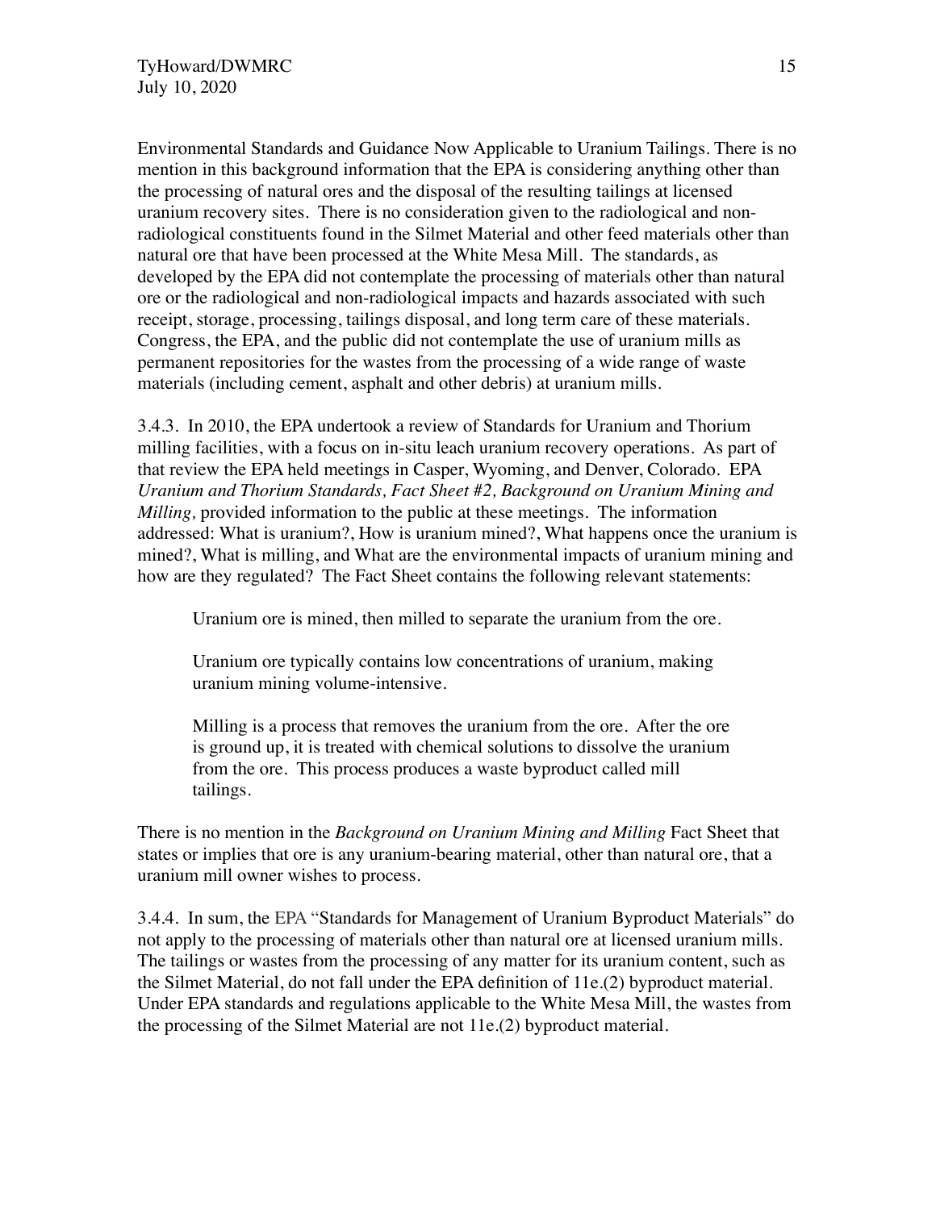Environmental Standards and Guidance Now Applicable to Uranium Tailings. There is no mention in this background information that the EPA is considering anything other than the processing of natural ores and the disposal of the resulting tailings at licensed uranium recovery sites. There is no consideration given to the radiological and non-radiological constituents found in the Silmet Material and other feed materials other than natural ore that have been processed at the White Mesa Mill. The standards, as developed by the EPA did not contemplate the processing of materials other than natural ore or the radiological and non-radiological impacts and hazards associated with such receipt, storage, processing, tailings disposal, and long term care of these materials. Congress, the EPA, and the public did not contemplate the use of uranium mills as permanent repositories for the wastes from the processing of a wide range of waste materials (including cement, asphalt and other debris) at uranium mills.

3.4.3. In 2010, the EPA undertook a review of Standards for Uranium and Thorium milling facilities, with a focus on in-situ leach uranium recovery operations. As part of that review the EPA held meetings in Casper, Wyoming, and Denver, Colorado. EPA *Uranium and Thorium Standards, Fact Sheet #2, Background on Uranium Mining and Milling,* provided information to the public at these meetings. The information addressed: What is uranium?, How is uranium mined?, What happens once the uranium is mined?, What is milling, and What are the environmental impacts of uranium mining and how are they regulated? The Fact Sheet contains the following relevant statements:

> Uranium ore is mined, then milled to separate the uranium from the ore.
>
> Uranium ore typically contains low concentrations of uranium, making uranium mining volume-intensive.
>
> Milling is a process that removes the uranium from the ore. After the ore is ground up, it is treated with chemical solutions to dissolve the uranium from the ore. This process produces a waste byproduct called mill tailings.

There is no mention in the *Background on Uranium Mining and Milling* Fact Sheet that states or implies that ore is any uranium-bearing material, other than natural ore, that a uranium mill owner wishes to process.

3.4.4. In sum, the EPA "Standards for Management of Uranium Byproduct Materials" do not apply to the processing of materials other than natural ore at licensed uranium mills. The tailings or wastes from the processing of any matter for its uranium content, such as the Silmet Material, do not fall under the EPA definition of 11e.(2) byproduct material. Under EPA standards and regulations applicable to the White Mesa Mill, the wastes from the processing of the Silmet Material are not 11e.(2) byproduct material.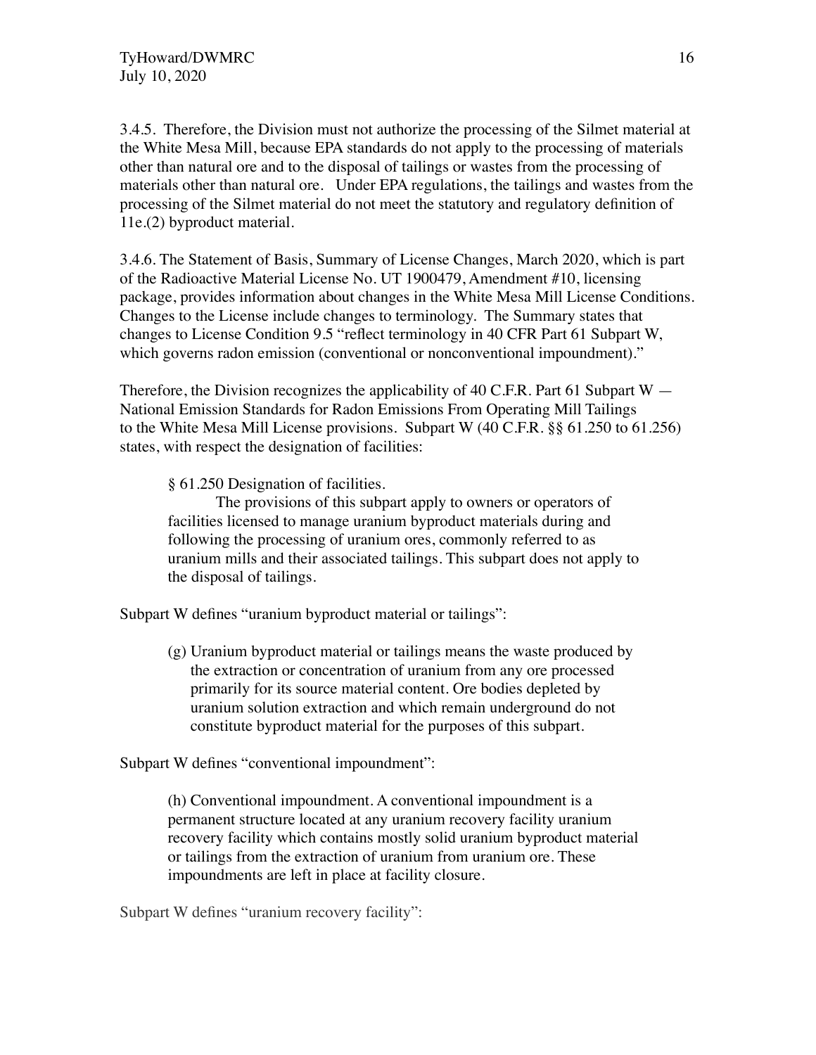3.4.5. Therefore, the Division must not authorize the processing of the Silmet material at the White Mesa Mill, because EPA standards do not apply to the processing of materials other than natural ore and to the disposal of tailings or wastes from the processing of materials other than natural ore. Under EPA regulations, the tailings and wastes from the processing of the Silmet material do not meet the statutory and regulatory definition of 11e.(2) byproduct material.

3.4.6. The Statement of Basis, Summary of License Changes, March 2020, which is part of the Radioactive Material License No. UT 1900479, Amendment #10, licensing package, provides information about changes in the White Mesa Mill License Conditions. Changes to the License include changes to terminology. The Summary states that changes to License Condition 9.5 "reflect terminology in 40 CFR Part 61 Subpart W, which governs radon emission (conventional or nonconventional impoundment)."

Therefore, the Division recognizes the applicability of 40 C.F.R. Part 61 Subpart W — National Emission Standards for Radon Emissions From Operating Mill Tailings to the White Mesa Mill License provisions. Subpart W (40 C.F.R. §§ 61.250 to 61.256) states, with respect the designation of facilities:

> § 61.250 Designation of facilities.
>
> The provisions of this subpart apply to owners or operators of facilities licensed to manage uranium byproduct materials during and following the processing of uranium ores, commonly referred to as uranium mills and their associated tailings. This subpart does not apply to the disposal of tailings.

Subpart W defines "uranium byproduct material or tailings":

> (g) Uranium byproduct material or tailings means the waste produced by the extraction or concentration of uranium from any ore processed primarily for its source material content. Ore bodies depleted by uranium solution extraction and which remain underground do not constitute byproduct material for the purposes of this subpart.

Subpart W defines "conventional impoundment":

> (h) Conventional impoundment. A conventional impoundment is a permanent structure located at any uranium recovery facility uranium recovery facility which contains mostly solid uranium byproduct material or tailings from the extraction of uranium from uranium ore. These impoundments are left in place at facility closure.

Subpart W defines "uranium recovery facility":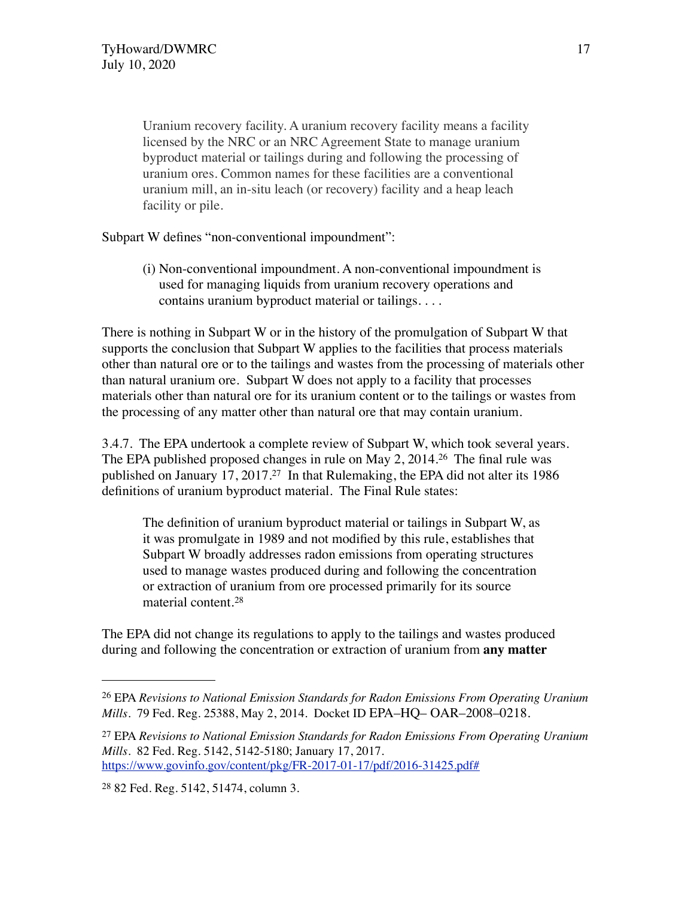> Uranium recovery facility. A uranium recovery facility means a facility licensed by the NRC or an NRC Agreement State to manage uranium byproduct material or tailings during and following the processing of uranium ores. Common names for these facilities are a conventional uranium mill, an in-situ leach (or recovery) facility and a heap leach facility or pile.

Subpart W defines "non-conventional impoundment":

> (i) Non-conventional impoundment. A non-conventional impoundment is used for managing liquids from uranium recovery operations and contains uranium byproduct material or tailings. . . .

There is nothing in Subpart W or in the history of the promulgation of Subpart W that supports the conclusion that Subpart W applies to the facilities that process materials other than natural ore or to the tailings and wastes from the processing of materials other than natural uranium ore. Subpart W does not apply to a facility that processes materials other than natural ore for its uranium content or to the tailings or wastes from the processing of any matter other than natural ore that may contain uranium.

3.4.7. The EPA undertook a complete review of Subpart W, which took several years. The EPA published proposed changes in rule on May 2, 2014.[26] The final rule was published on January 17, 2017.[27] In that Rulemaking, the EPA did not alter its 1986 definitions of uranium byproduct material. The Final Rule states:

> The definition of uranium byproduct material or tailings in Subpart W, as it was promulgate in 1989 and not modified by this rule, establishes that Subpart W broadly addresses radon emissions from operating structures used to manage wastes produced during and following the concentration or extraction of uranium from ore processed primarily for its source material content.[28]

The EPA did not change its regulations to apply to the tailings and wastes produced during and following the concentration or extraction of uranium from **any matter**

---

[26] EPA *Revisions to National Emission Standards for Radon Emissions From Operating Uranium Mills*. 79 Fed. Reg. 25388, May 2, 2014. Docket ID EPA–HQ– OAR–2008–0218.

[27] EPA *Revisions to National Emission Standards for Radon Emissions From Operating Uranium Mills*. 82 Fed. Reg. 5142, 5142-5180; January 17, 2017. https://www.govinfo.gov/content/pkg/FR-2017-01-17/pdf/2016-31425.pdf#

[28] 82 Fed. Reg. 5142, 51474, column 3.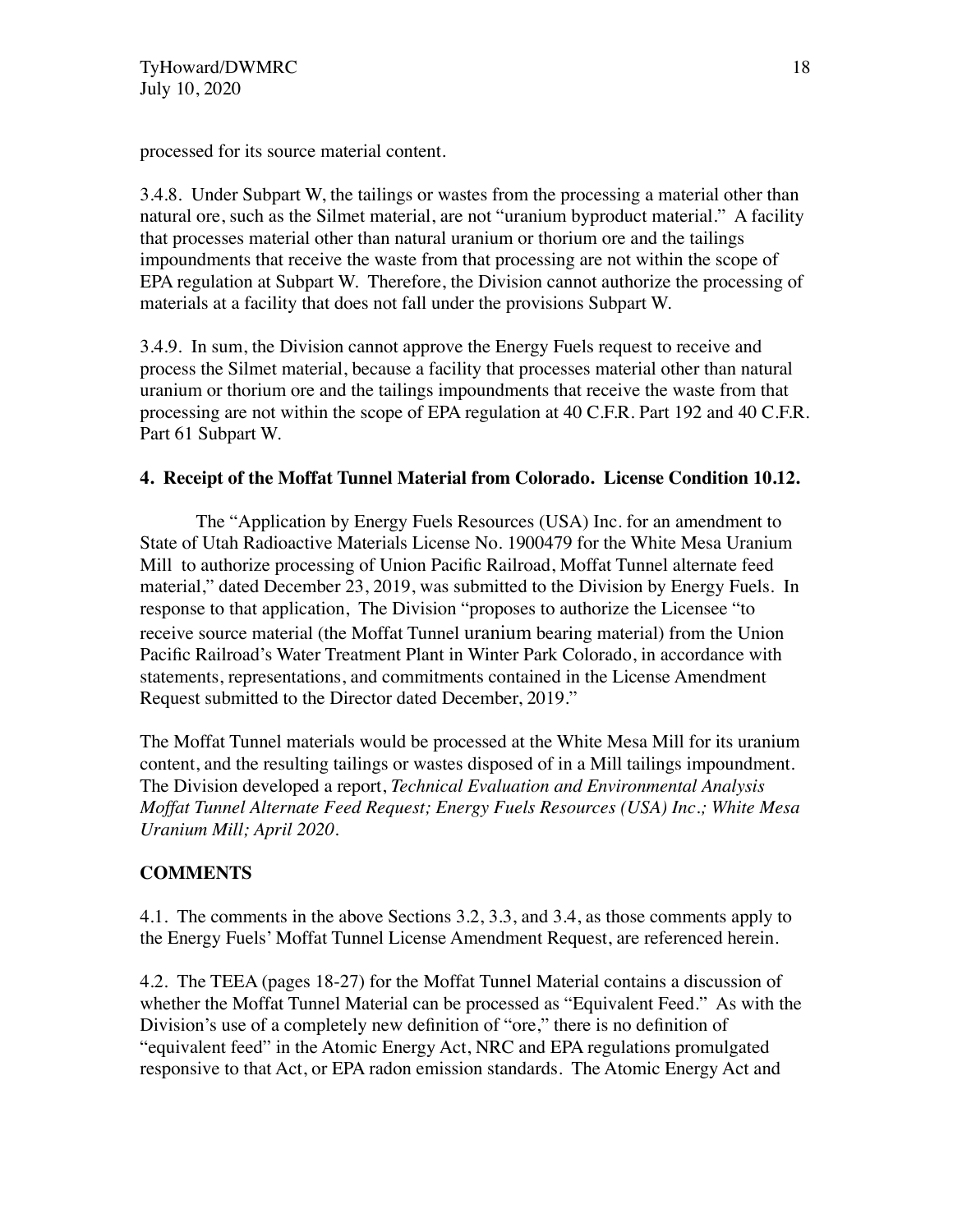processed for its source material content.

3.4.8. Under Subpart W, the tailings or wastes from the processing a material other than natural ore, such as the Silmet material, are not "uranium byproduct material." A facility that processes material other than natural uranium or thorium ore and the tailings impoundments that receive the waste from that processing are not within the scope of EPA regulation at Subpart W. Therefore, the Division cannot authorize the processing of materials at a facility that does not fall under the provisions Subpart W.

3.4.9. In sum, the Division cannot approve the Energy Fuels request to receive and process the Silmet material, because a facility that processes material other than natural uranium or thorium ore and the tailings impoundments that receive the waste from that processing are not within the scope of EPA regulation at 40 C.F.R. Part 192 and 40 C.F.R. Part 61 Subpart W.

**4. Receipt of the Moffat Tunnel Material from Colorado. License Condition 10.12.**

The "Application by Energy Fuels Resources (USA) Inc. for an amendment to State of Utah Radioactive Materials License No. 1900479 for the White Mesa Uranium Mill to authorize processing of Union Pacific Railroad, Moffat Tunnel alternate feed material," dated December 23, 2019, was submitted to the Division by Energy Fuels. In response to that application, The Division "proposes to authorize the Licensee "to receive source material (the Moffat Tunnel uranium bearing material) from the Union Pacific Railroad's Water Treatment Plant in Winter Park Colorado, in accordance with statements, representations, and commitments contained in the License Amendment Request submitted to the Director dated December, 2019."

The Moffat Tunnel materials would be processed at the White Mesa Mill for its uranium content, and the resulting tailings or wastes disposed of in a Mill tailings impoundment. The Division developed a report, *Technical Evaluation and Environmental Analysis Moffat Tunnel Alternate Feed Request; Energy Fuels Resources (USA) Inc.; White Mesa Uranium Mill; April 2020*.

**COMMENTS**

4.1. The comments in the above Sections 3.2, 3.3, and 3.4, as those comments apply to the Energy Fuels' Moffat Tunnel License Amendment Request, are referenced herein.

4.2. The TEEA (pages 18-27) for the Moffat Tunnel Material contains a discussion of whether the Moffat Tunnel Material can be processed as "Equivalent Feed." As with the Division's use of a completely new definition of "ore," there is no definition of "equivalent feed" in the Atomic Energy Act, NRC and EPA regulations promulgated responsive to that Act, or EPA radon emission standards. The Atomic Energy Act and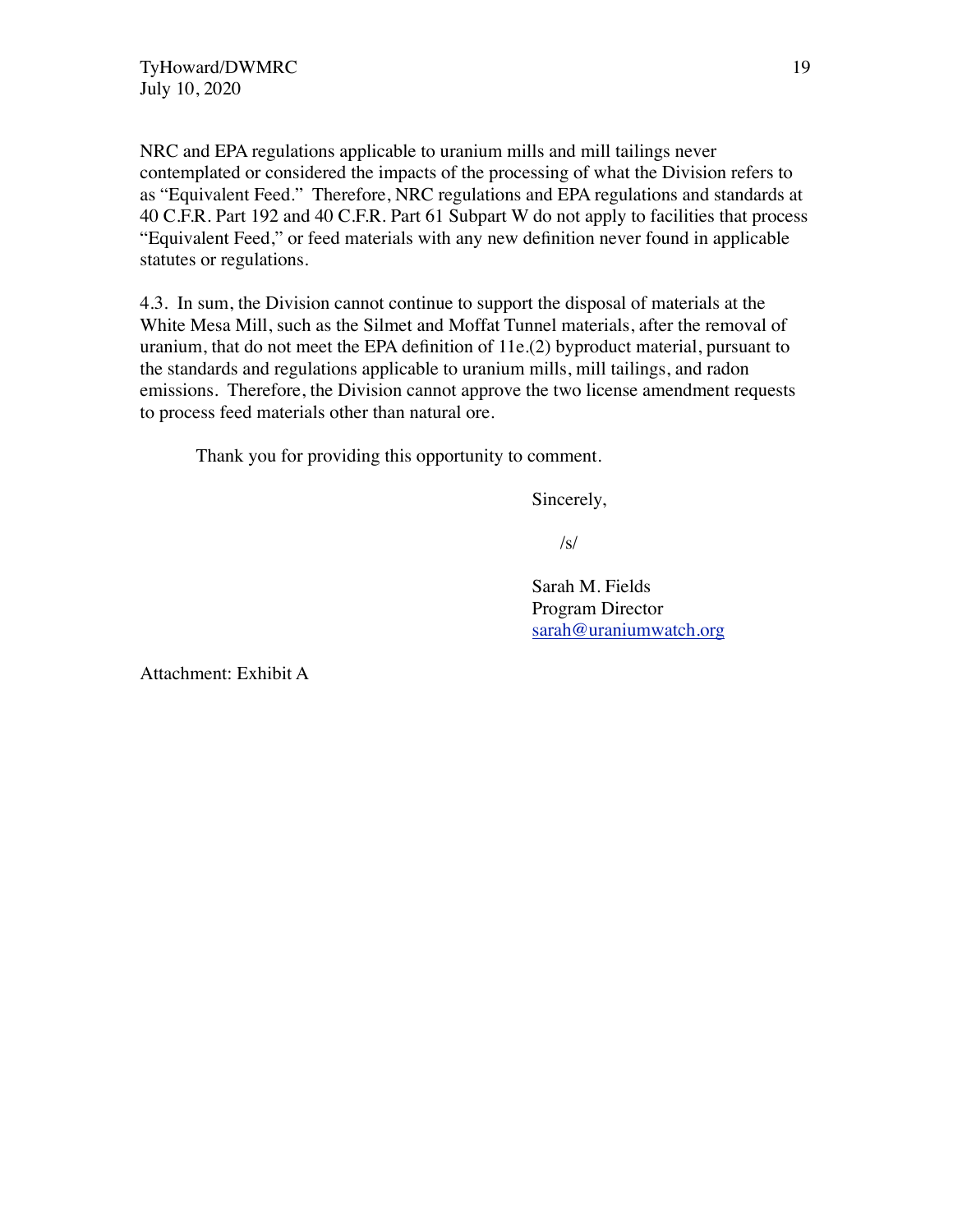NRC and EPA regulations applicable to uranium mills and mill tailings never contemplated or considered the impacts of the processing of what the Division refers to as "Equivalent Feed." Therefore, NRC regulations and EPA regulations and standards at 40 C.F.R. Part 192 and 40 C.F.R. Part 61 Subpart W do not apply to facilities that process "Equivalent Feed," or feed materials with any new definition never found in applicable statutes or regulations.

4.3. In sum, the Division cannot continue to support the disposal of materials at the White Mesa Mill, such as the Silmet and Moffat Tunnel materials, after the removal of uranium, that do not meet the EPA definition of 11e.(2) byproduct material, pursuant to the standards and regulations applicable to uranium mills, mill tailings, and radon emissions. Therefore, the Division cannot approve the two license amendment requests to process feed materials other than natural ore.

Thank you for providing this opportunity to comment.

Sincerely,

/s/

Sarah M. Fields
Program Director
sarah@uraniumwatch.org

Attachment: Exhibit A